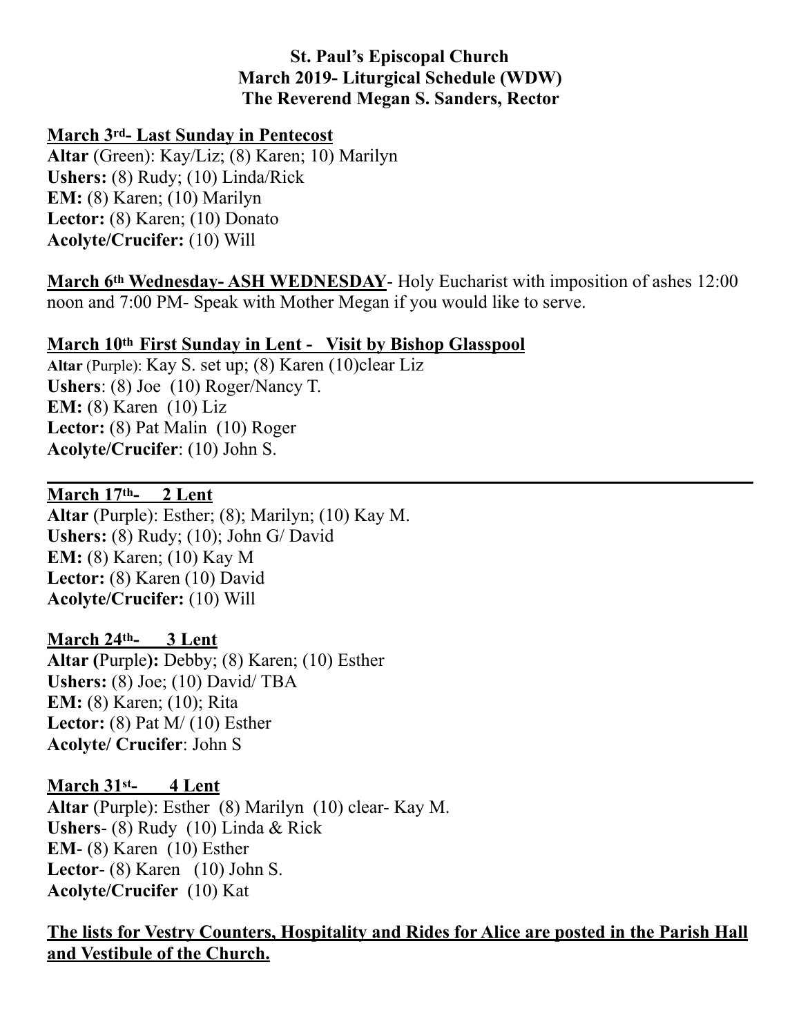**St. Paul's Episcopal Church**
**March 2019- Liturgical Schedule (WDW)**
**The Reverend Megan S. Sanders, Rector**

**March 3rd- Last Sunday in Pentecost**
**Altar** (Green): Kay/Liz; (8) Karen; 10) Marilyn
**Ushers:** (8) Rudy; (10) Linda/Rick
**EM:** (8) Karen; (10) Marilyn
**Lector:** (8) Karen; (10) Donato
**Acolyte/Crucifer:** (10) Will

**March 6th Wednesday- ASH WEDNESDAY**- Holy Eucharist with imposition of ashes 12:00 noon and 7:00 PM- Speak with Mother Megan if you would like to serve.

**March 10th First Sunday in Lent - Visit by Bishop Glasspool**
**Altar** (Purple): Kay S. set up; (8) Karen (10)clear Liz
**Ushers**: (8) Joe (10) Roger/Nancy T.
**EM:** (8) Karen (10) Liz
**Lector:** (8) Pat Malin (10) Roger
**Acolyte/Crucifer**: (10) John S.

---

**March 17th- 2 Lent**
**Altar** (Purple): Esther; (8); Marilyn; (10) Kay M.
**Ushers:** (8) Rudy; (10); John G/ David
**EM:** (8) Karen; (10) Kay M
**Lector:** (8) Karen (10) David
**Acolyte/Crucifer:** (10) Will

**March 24th- 3 Lent**
**Altar (**Purple**):** Debby; (8) Karen; (10) Esther
**Ushers:** (8) Joe; (10) David/ TBA
**EM:** (8) Karen; (10); Rita
**Lector:** (8) Pat M/ (10) Esther
**Acolyte/ Crucifer**: John S

**March 31st- 4 Lent**
**Altar** (Purple): Esther (8) Marilyn (10) clear- Kay M.
**Ushers**- (8) Rudy (10) Linda & Rick
**EM**- (8) Karen (10) Esther
**Lector**- (8) Karen (10) John S.
**Acolyte/Crucifer** (10) Kat

**The lists for Vestry Counters, Hospitality and Rides for Alice are posted in the Parish Hall and Vestibule of the Church.**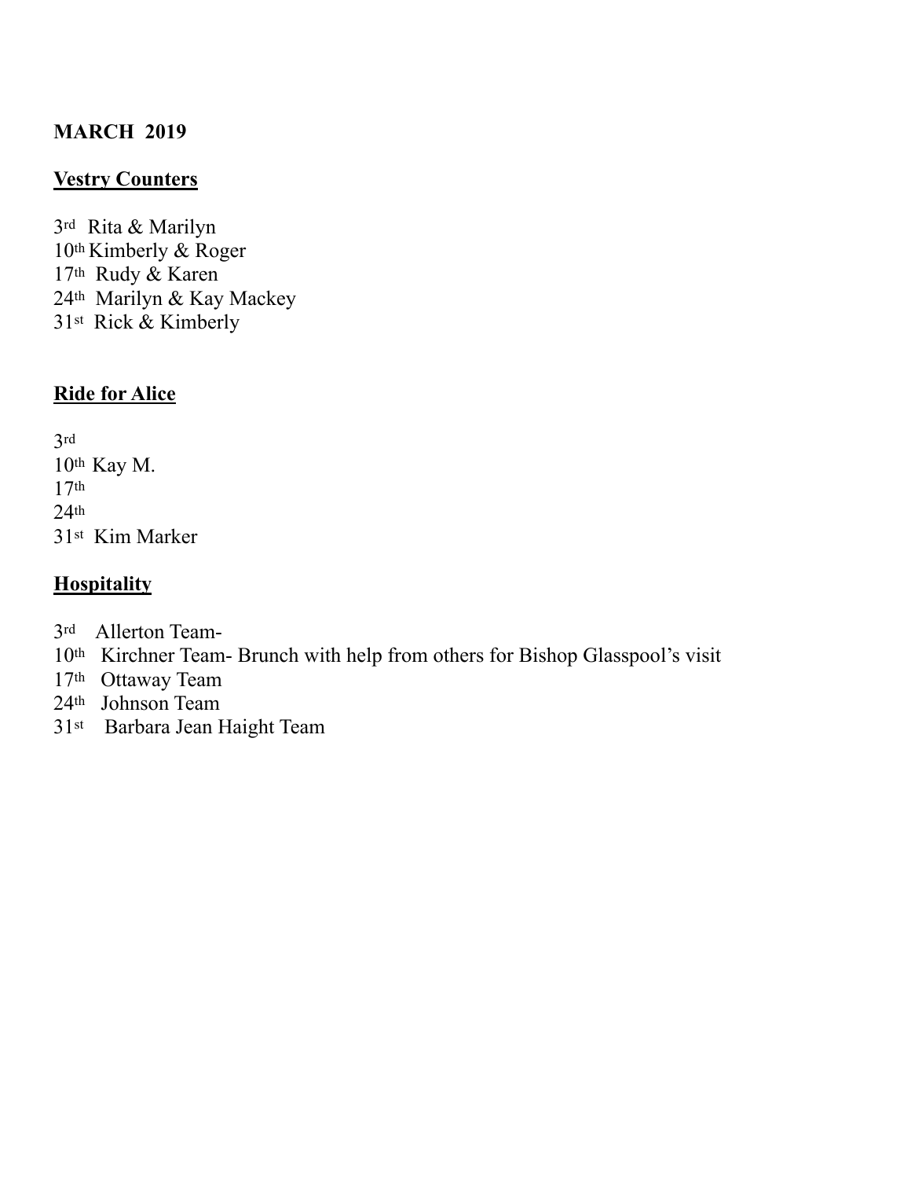**MARCH 2019**

**Vestry Counters**

3rd Rita & Marilyn
10th Kimberly & Roger
17th Rudy & Karen
24th Marilyn & Kay Mackey
31st Rick & Kimberly

**Ride for Alice**

3rd
10th Kay M.
17th
24th
31st Kim Marker

**Hospitality**

3rd Allerton Team-
10th Kirchner Team- Brunch with help from others for Bishop Glasspool's visit
17th Ottaway Team
24th Johnson Team
31st Barbara Jean Haight Team